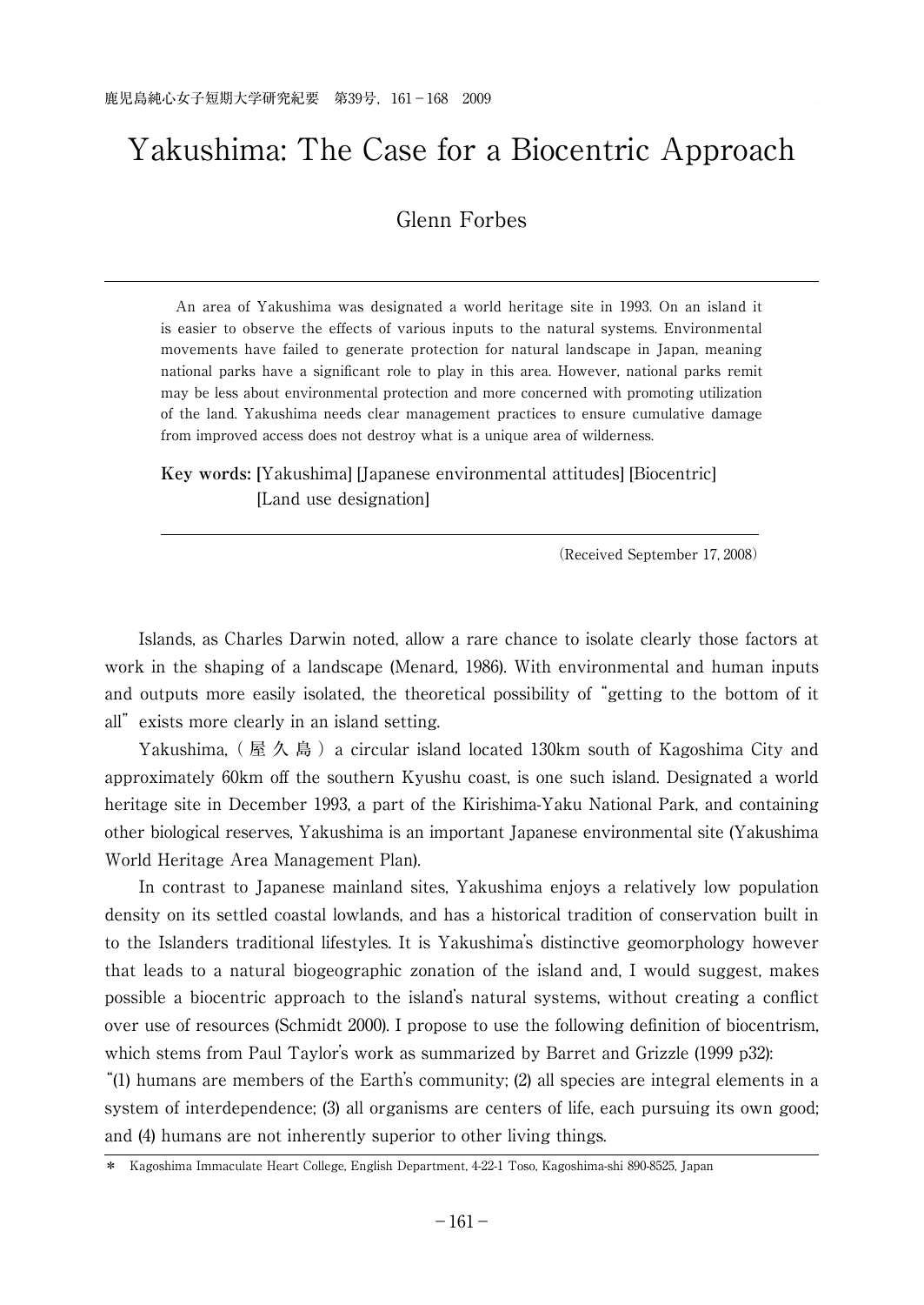# Yakushima: The Case for a Biocentric Approach

Glenn Forbes

An area of Yakushima was designated a world heritage site in 1993. On an island it is easier to observe the effects of various inputs to the natural systems. Environmental movements have failed to generate protection for natural landscape in Japan, meaning national parks have a significant role to play in this area. However, national parks remit may be less about environmental protection and more concerned with promoting utilization of the land. Yakushima needs clear management practices to ensure cumulative damage from improved access does not destroy what is a unique area of wilderness.

**Key words:** [Yakushima] [Japanese environmental attitudes] [Biocentric] [Land use designation]

(Received September 17, 2008)

Islands, as Charles Darwin noted, allow a rare chance to isolate clearly those factors at work in the shaping of a landscape (Menard, 1986). With environmental and human inputs and outputs more easily isolated, the theoretical possibility of "getting to the bottom of it all" exists more clearly in an island setting.

Yakushima, ( 屋 久 島 ) a circular island located 130km south of Kagoshima City and approximately 60km off the southern Kyushu coast, is one such island. Designated a world heritage site in December 1993, a part of the Kirishima-Yaku National Park, and containing other biological reserves, Yakushima is an important Japanese environmental site (Yakushima World Heritage Area Management Plan).

In contrast to Japanese mainland sites, Yakushima enjoys a relatively low population density on its settled coastal lowlands, and has a historical tradition of conservation built in to the Islanders traditional lifestyles. It is Yakushima's distinctive geomorphology however that leads to a natural biogeographic zonation of the island and, I would suggest, makes possible a biocentric approach to the island's natural systems, without creating a conflict over use of resources (Schmidt 2000). I propose to use the following definition of biocentrism, which stems from Paul Taylor's work as summarized by Barret and Grizzle (1999 p32):

"(1) humans are members of the Earth's community; (2) all species are integral elements in a system of interdependence; (3) all organisms are centers of life, each pursuing its own good; and (4) humans are not inherently superior to other living things.

\* Kagoshima Immaculate Heart College, English Department, 4-22-1 Toso, Kagoshima-shi 890-8525, Japan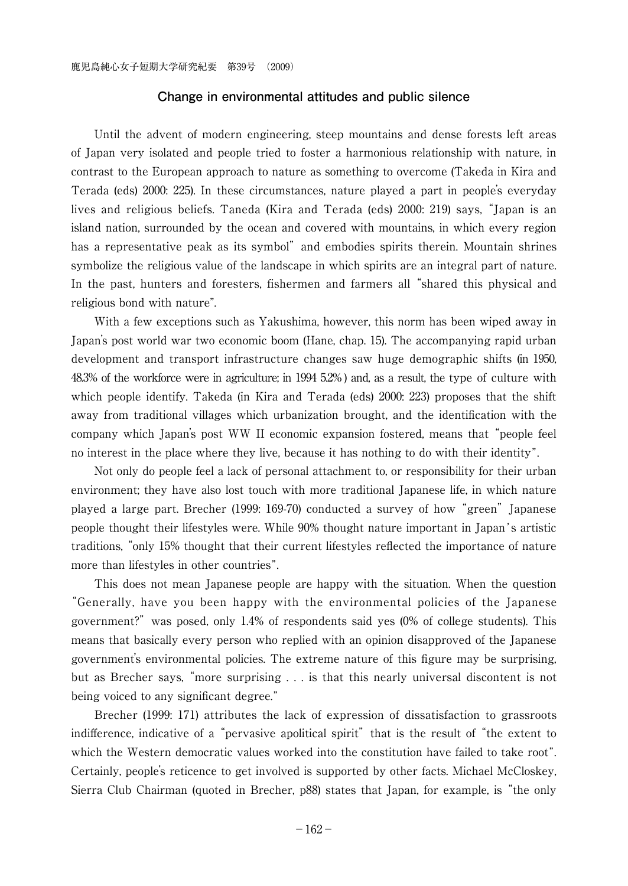## Change in environmental attitudes and public silence

Until the advent of modern engineering, steep mountains and dense forests left areas of Japan very isolated and people tried to foster a harmonious relationship with nature, in contrast to the European approach to nature as something to overcome (Takeda in Kira and Terada (eds) 2000: 225). In these circumstances, nature played a part in people's everyday lives and religious beliefs. Taneda (Kira and Terada (eds) 2000: 219) says, "Japan is an island nation, surrounded by the ocean and covered with mountains, in which every region has a representative peak as its symbol" and embodies spirits therein. Mountain shrines symbolize the religious value of the landscape in which spirits are an integral part of nature. In the past, hunters and foresters, fishermen and farmers all "shared this physical and religious bond with nature".

With a few exceptions such as Yakushima, however, this norm has been wiped away in Japan's post world war two economic boom (Hane, chap. 15). The accompanying rapid urban development and transport infrastructure changes saw huge demographic shifts (in 1950, 48.3% of the workforce were in agriculture; in 1994 5.2%) and, as a result, the type of culture with which people identify. Takeda (in Kira and Terada (eds) 2000: 223) proposes that the shift away from traditional villages which urbanization brought, and the identification with the company which Japan's post WW II economic expansion fostered, means that "people feel no interest in the place where they live, because it has nothing to do with their identity".

Not only do people feel a lack of personal attachment to, or responsibility for their urban environment; they have also lost touch with more traditional Japanese life, in which nature played a large part. Brecher (1999: 169-70) conducted a survey of how "green" Japanese people thought their lifestyles were. While 90% thought nature important in Japan's artistic traditions, "only 15% thought that their current lifestyles reflected the importance of nature more than lifestyles in other countries".

This does not mean Japanese people are happy with the situation. When the question "Generally, have you been happy with the environmental policies of the Japanese government?" was posed, only 1.4% of respondents said yes (0% of college students). This means that basically every person who replied with an opinion disapproved of the Japanese government's environmental policies. The extreme nature of this figure may be surprising, but as Brecher says, "more surprising . . . is that this nearly universal discontent is not being voiced to any significant degree."

Brecher (1999: 171) attributes the lack of expression of dissatisfaction to grassroots indifference, indicative of a "pervasive apolitical spirit" that is the result of "the extent to which the Western democratic values worked into the constitution have failed to take root". Certainly, people's reticence to get involved is supported by other facts. Michael McCloskey, Sierra Club Chairman (quoted in Brecher, p88) states that Japan, for example, is "the only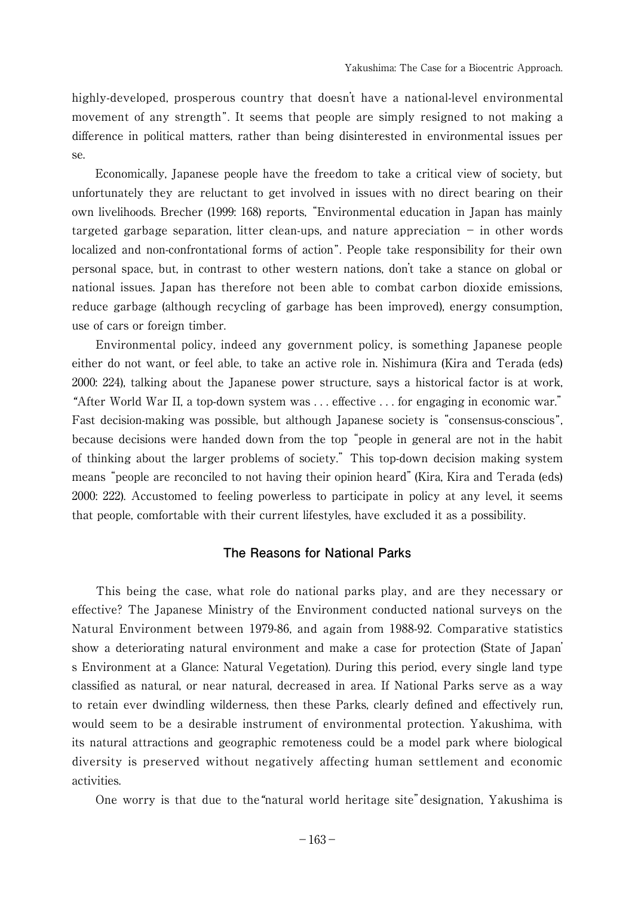highly-developed, prosperous country that doesn't have a national-level environmental movement of any strength". It seems that people are simply resigned to not making a difference in political matters, rather than being disinterested in environmental issues per se.

Economically, Japanese people have the freedom to take a critical view of society, but unfortunately they are reluctant to get involved in issues with no direct bearing on their own livelihoods. Brecher (1999: 168) reports, "Environmental education in Japan has mainly targeted garbage separation, litter clean-ups, and nature appreciation – in other words localized and non-confrontational forms of action". People take responsibility for their own personal space, but, in contrast to other western nations, don't take a stance on global or national issues. Japan has therefore not been able to combat carbon dioxide emissions, reduce garbage (although recycling of garbage has been improved), energy consumption, use of cars or foreign timber.

Environmental policy, indeed any government policy, is something Japanese people either do not want, or feel able, to take an active role in. Nishimura (Kira and Terada (eds) 2000: 224), talking about the Japanese power structure, says a historical factor is at work, "After World War II, a top-down system was . . . effective . . . for engaging in economic war." Fast decision-making was possible, but although Japanese society is "consensus-conscious", because decisions were handed down from the top "people in general are not in the habit of thinking about the larger problems of society." This top-down decision making system means "people are reconciled to not having their opinion heard" (Kira, Kira and Terada (eds) 2000: 222). Accustomed to feeling powerless to participate in policy at any level, it seems that people, comfortable with their current lifestyles, have excluded it as a possibility.

## The Reasons for National Parks

This being the case, what role do national parks play, and are they necessary or effective? The Japanese Ministry of the Environment conducted national surveys on the Natural Environment between 1979-86, and again from 1988-92. Comparative statistics show a deteriorating natural environment and make a case for protection (State of Japan's Environment at a Glance: Natural Vegetation). During this period, every single land type classified as natural, or near natural, decreased in area. If National Parks serve as a way to retain ever dwindling wilderness, then these Parks, clearly defined and effectively run, would seem to be a desirable instrument of environmental protection. Yakushima, with its natural attractions and geographic remoteness could be a model park where biological diversity is preserved without negatively affecting human settlement and economic activities.

One worry is that due to the "natural world heritage site" designation, Yakushima is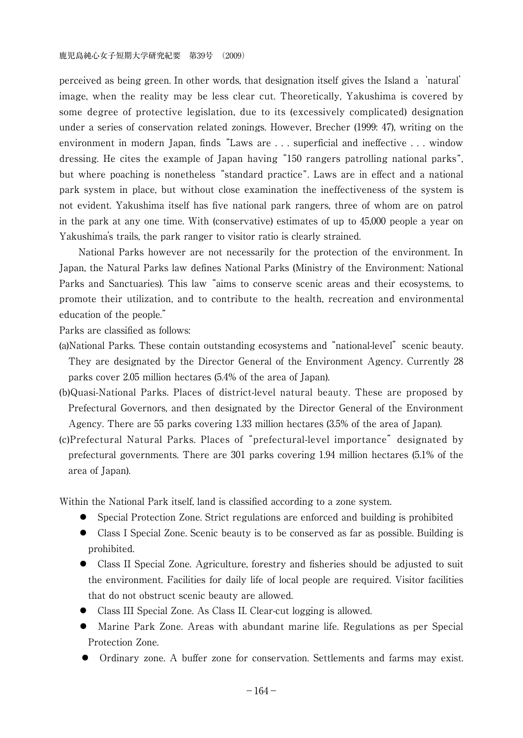perceived as being green. In other words, that designation itself gives the Island a 'natural' image, when the reality may be less clear cut. Theoretically, Yakushima is covered by some degree of protective legislation, due to its (excessively complicated) designation under a series of conservation related zonings. However, Brecher (1999: 47), writing on the environment in modern Japan, finds "Laws are . . . superficial and ineffective . . . window dressing. He cites the example of Japan having "150 rangers patrolling national parks", but where poaching is nonetheless "standard practice". Laws are in effect and a national park system in place, but without close examination the ineffectiveness of the system is not evident. Yakushima itself has five national park rangers, three of whom are on patrol in the park at any one time. With (conservative) estimates of up to 45,000 people a year on Yakushima's trails, the park ranger to visitor ratio is clearly strained.

National Parks however are not necessarily for the protection of the environment. In Japan, the Natural Parks law defines National Parks (Ministry of the Environment: National Parks and Sanctuaries). This law "aims to conserve scenic areas and their ecosystems, to promote their utilization, and to contribute to the health, recreation and environmental education of the people."

Parks are classified as follows:

(a)National Parks. These contain outstanding ecosystems and "national-level" scenic beauty. They are designated by the Director General of the Environment Agency. Currently 28 parks cover 2.05 million hectares (5.4% of the area of Japan).

(b)Quasi-National Parks. Places of district-level natural beauty. These are proposed by Prefectural Governors, and then designated by the Director General of the Environment Agency. There are 55 parks covering 1.33 million hectares (3.5% of the area of Japan).

(c)Prefectural Natural Parks. Places of "prefectural-level importance" designated by prefectural governments. There are 301 parks covering 1.94 million hectares (5.1% of the area of Japan).

Within the National Park itself, land is classified according to a zone system.

- Special Protection Zone. Strict regulations are enforced and building is prohibited
- Class I Special Zone. Scenic beauty is to be conserved as far as possible. Building is prohibited.
- Class II Special Zone. Agriculture, forestry and fisheries should be adjusted to suit the environment. Facilities for daily life of local people are required. Visitor facilities that do not obstruct scenic beauty are allowed.
- Class III Special Zone. As Class II. Clear-cut logging is allowed.
- Marine Park Zone. Areas with abundant marine life. Regulations as per Special Protection Zone.
- Ordinary zone. A buffer zone for conservation. Settlements and farms may exist.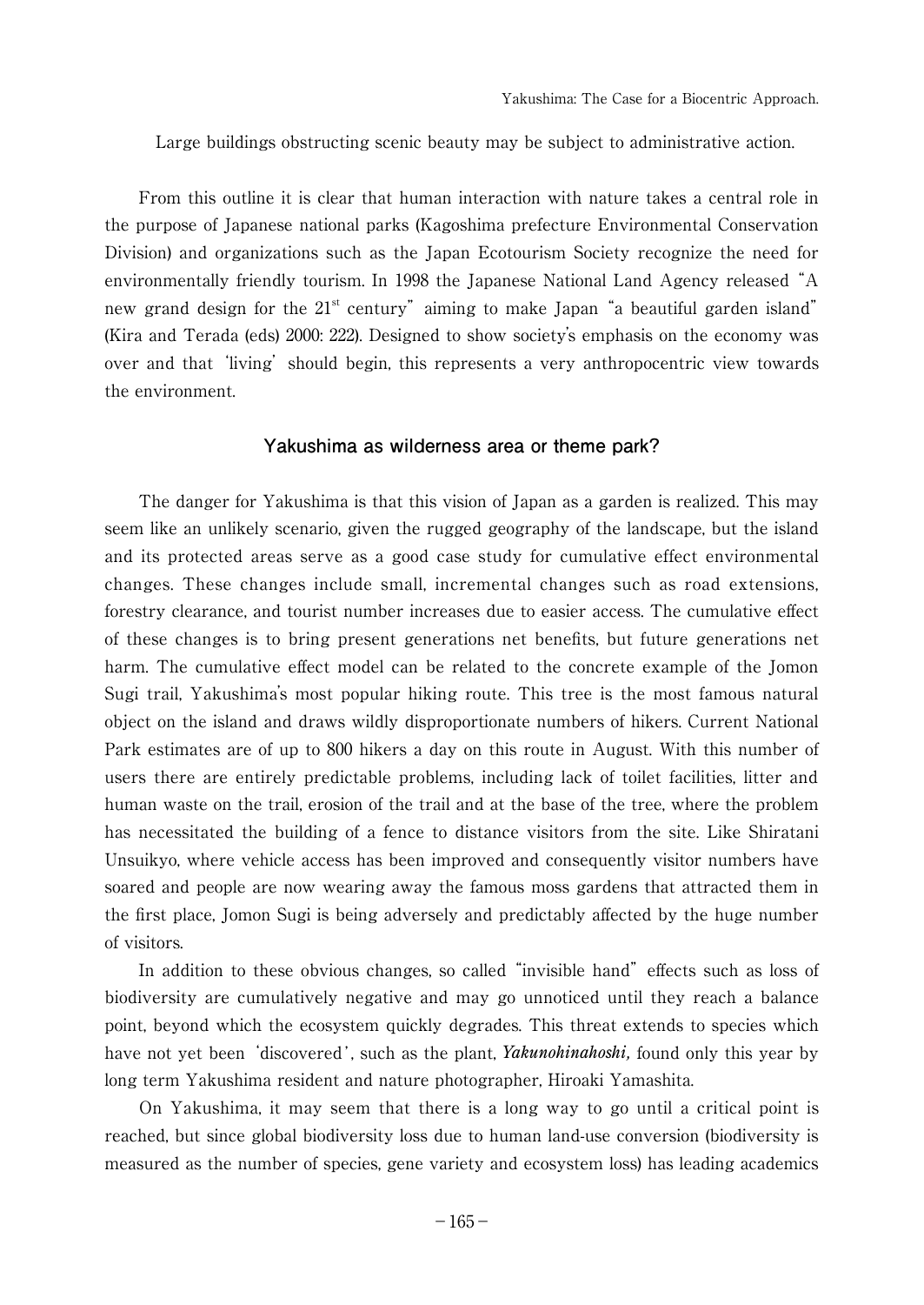Large buildings obstructing scenic beauty may be subject to administrative action.

From this outline it is clear that human interaction with nature takes a central role in the purpose of Japanese national parks (Kagoshima prefecture Environmental Conservation Division) and organizations such as the Japan Ecotourism Society recognize the need for environmentally friendly tourism. In 1998 the Japanese National Land Agency released "A new grand design for the 21st century" aiming to make Japan "a beautiful garden island" (Kira and Terada (eds) 2000: 222). Designed to show society's emphasis on the economy was over and that 'living' should begin, this represents a very anthropocentric view towards the environment.

## Yakushima as wilderness area or theme park?

The danger for Yakushima is that this vision of Japan as a garden is realized. This may seem like an unlikely scenario, given the rugged geography of the landscape, but the island and its protected areas serve as a good case study for cumulative effect environmental changes. These changes include small, incremental changes such as road extensions, forestry clearance, and tourist number increases due to easier access. The cumulative effect of these changes is to bring present generations net benefits, but future generations net harm. The cumulative effect model can be related to the concrete example of the Jomon Sugi trail, Yakushima's most popular hiking route. This tree is the most famous natural object on the island and draws wildly disproportionate numbers of hikers. Current National Park estimates are of up to 800 hikers a day on this route in August. With this number of users there are entirely predictable problems, including lack of toilet facilities, litter and human waste on the trail, erosion of the trail and at the base of the tree, where the problem has necessitated the building of a fence to distance visitors from the site. Like Shiratani Unsuikyo, where vehicle access has been improved and consequently visitor numbers have soared and people are now wearing away the famous moss gardens that attracted them in the first place, Jomon Sugi is being adversely and predictably affected by the huge number of visitors.

In addition to these obvious changes, so called "invisible hand" effects such as loss of biodiversity are cumulatively negative and may go unnoticed until they reach a balance point, beyond which the ecosystem quickly degrades. This threat extends to species which have not yet been 'discovered', such as the plant, ***Yakunohinahoshi,*** found only this year by long term Yakushima resident and nature photographer, Hiroaki Yamashita.

On Yakushima, it may seem that there is a long way to go until a critical point is reached, but since global biodiversity loss due to human land-use conversion (biodiversity is measured as the number of species, gene variety and ecosystem loss) has leading academics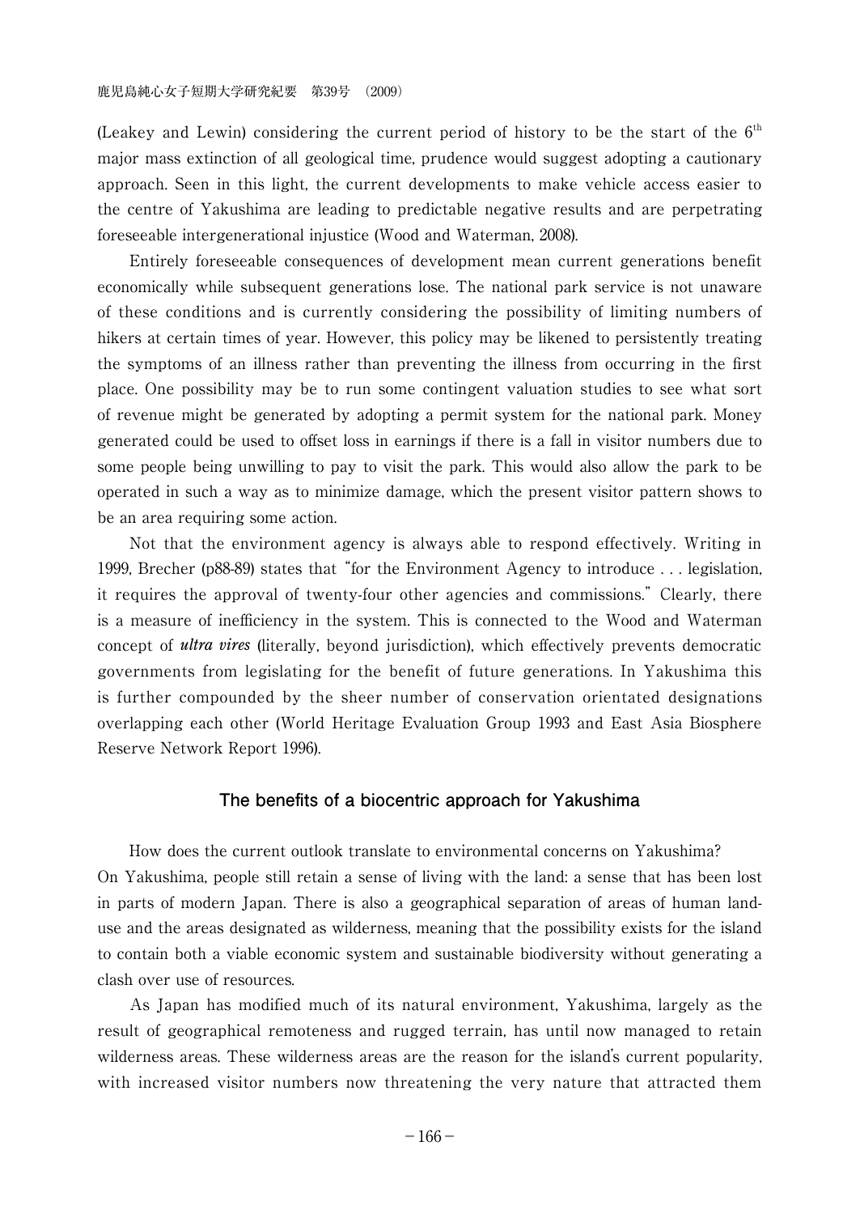(Leakey and Lewin) considering the current period of history to be the start of the 6th major mass extinction of all geological time, prudence would suggest adopting a cautionary approach. Seen in this light, the current developments to make vehicle access easier to the centre of Yakushima are leading to predictable negative results and are perpetrating foreseeable intergenerational injustice (Wood and Waterman, 2008).

Entirely foreseeable consequences of development mean current generations benefit economically while subsequent generations lose. The national park service is not unaware of these conditions and is currently considering the possibility of limiting numbers of hikers at certain times of year. However, this policy may be likened to persistently treating the symptoms of an illness rather than preventing the illness from occurring in the first place. One possibility may be to run some contingent valuation studies to see what sort of revenue might be generated by adopting a permit system for the national park. Money generated could be used to offset loss in earnings if there is a fall in visitor numbers due to some people being unwilling to pay to visit the park. This would also allow the park to be operated in such a way as to minimize damage, which the present visitor pattern shows to be an area requiring some action.

Not that the environment agency is always able to respond effectively. Writing in 1999, Brecher (p88-89) states that "for the Environment Agency to introduce . . . legislation, it requires the approval of twenty-four other agencies and commissions." Clearly, there is a measure of inefficiency in the system. This is connected to the Wood and Waterman concept of ***ultra vires*** (literally, beyond jurisdiction), which effectively prevents democratic governments from legislating for the benefit of future generations. In Yakushima this is further compounded by the sheer number of conservation orientated designations overlapping each other (World Heritage Evaluation Group 1993 and East Asia Biosphere Reserve Network Report 1996).

## The benefits of a biocentric approach for Yakushima

How does the current outlook translate to environmental concerns on Yakushima?
On Yakushima, people still retain a sense of living with the land: a sense that has been lost in parts of modern Japan. There is also a geographical separation of areas of human land-use and the areas designated as wilderness, meaning that the possibility exists for the island to contain both a viable economic system and sustainable biodiversity without generating a clash over use of resources.

As Japan has modified much of its natural environment, Yakushima, largely as the result of geographical remoteness and rugged terrain, has until now managed to retain wilderness areas. These wilderness areas are the reason for the island's current popularity, with increased visitor numbers now threatening the very nature that attracted them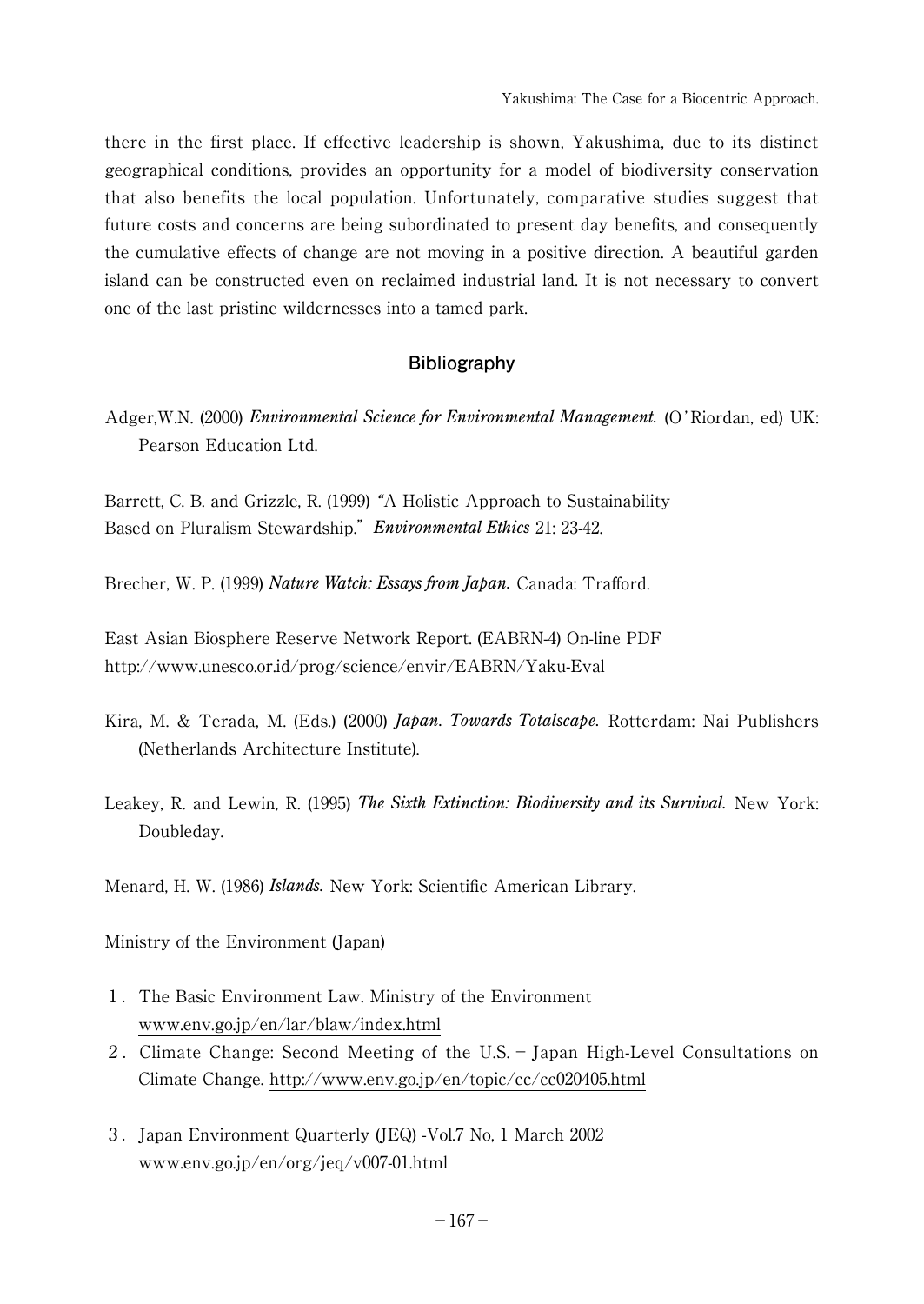there in the first place. If effective leadership is shown, Yakushima, due to its distinct geographical conditions, provides an opportunity for a model of biodiversity conservation that also benefits the local population. Unfortunately, comparative studies suggest that future costs and concerns are being subordinated to present day benefits, and consequently the cumulative effects of change are not moving in a positive direction. A beautiful garden island can be constructed even on reclaimed industrial land. It is not necessary to convert one of the last pristine wildernesses into a tamed park.

## Bibliography

Adger,W.N. (2000) ***Environmental Science for Environmental Management.*** (O'Riordan, ed) UK: Pearson Education Ltd.

Barrett, C. B. and Grizzle, R. (1999) "A Holistic Approach to Sustainability Based on Pluralism Stewardship." ***Environmental Ethics*** 21: 23-42.

Brecher, W. P. (1999) ***Nature Watch: Essays from Japan.*** Canada: Trafford.

East Asian Biosphere Reserve Network Report. (EABRN-4) On-line PDF http://www.unesco.or.id/prog/science/envir/EABRN/Yaku-Eval

Kira, M. & Terada, M. (Eds.) (2000) ***Japan. Towards Totalscape.*** Rotterdam: Nai Publishers (Netherlands Architecture Institute).

Leakey, R. and Lewin, R. (1995) ***The Sixth Extinction: Biodiversity and its Survival.*** New York: Doubleday.

Menard, H. W. (1986) ***Islands.*** New York: Scientific American Library.

Ministry of the Environment (Japan)

1. The Basic Environment Law. Ministry of the Environment www.env.go.jp/en/lar/blaw/index.html
2. Climate Change: Second Meeting of the U.S. – Japan High-Level Consultations on Climate Change. http://www.env.go.jp/en/topic/cc/cc020405.html
3. Japan Environment Quarterly (JEQ) -Vol.7 No, 1 March 2002 www.env.go.jp/en/org/jeq/v007-01.html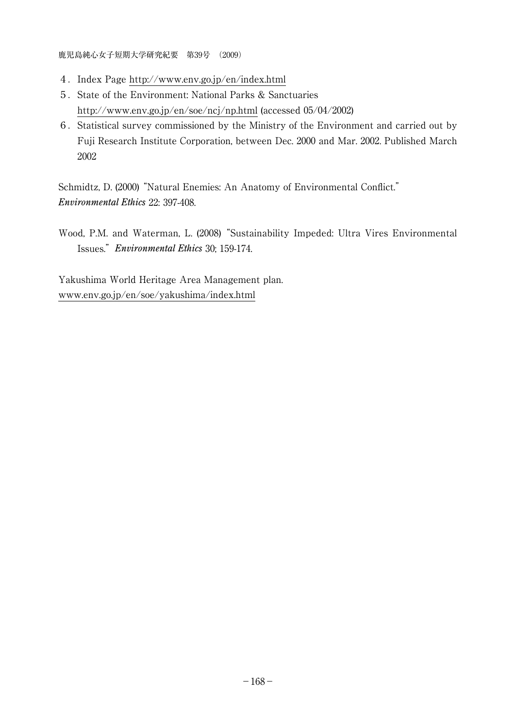4. Index Page http://www.env.go.jp/en/index.html
5. State of the Environment: National Parks & Sanctuaries
   http://www.env.go.jp/en/soe/ncj/np.html (accessed 05/04/2002)
6. Statistical survey commissioned by the Ministry of the Environment and carried out by Fuji Research Institute Corporation, between Dec. 2000 and Mar. 2002. Published March 2002

Schmidtz, D. (2000) "Natural Enemies: An Anatomy of Environmental Conflict." *Environmental Ethics* 22: 397-408.

Wood, P.M. and Waterman, L. (2008) "Sustainability Impeded: Ultra Vires Environmental Issues." *Environmental Ethics* 30; 159-174.

Yakushima World Heritage Area Management plan.
www.env.go.jp/en/soe/yakushima/index.html